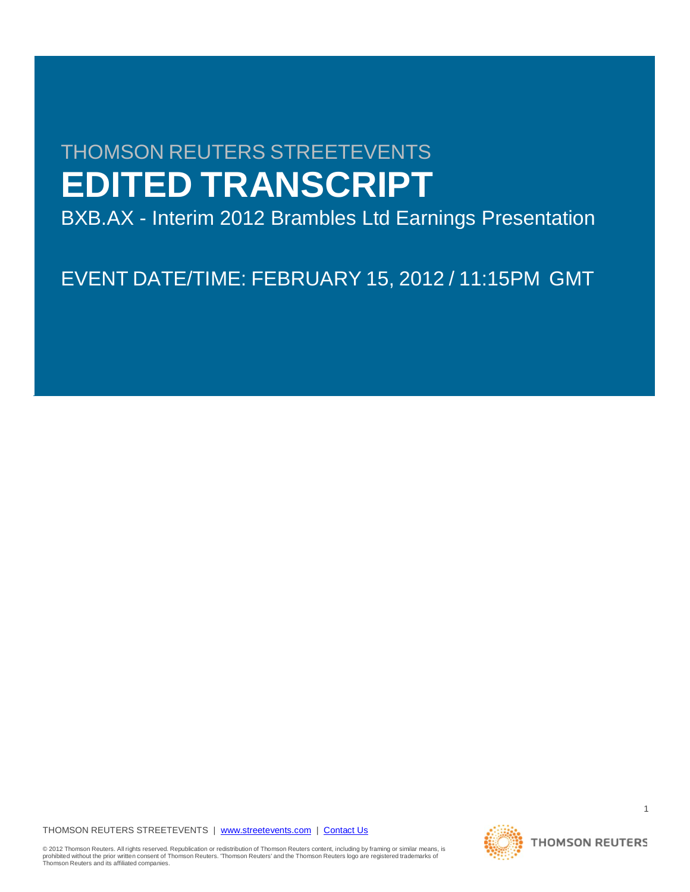THOMSON REUTERS STREETEVENTS

# EDITED TRANSCRIPT

BXB.AX - Interim 2012 Brambles Ltd Earnings Presentation

EVENT DATE/TIME: FEBRUARY 15, 2012 / 11:15PM GMT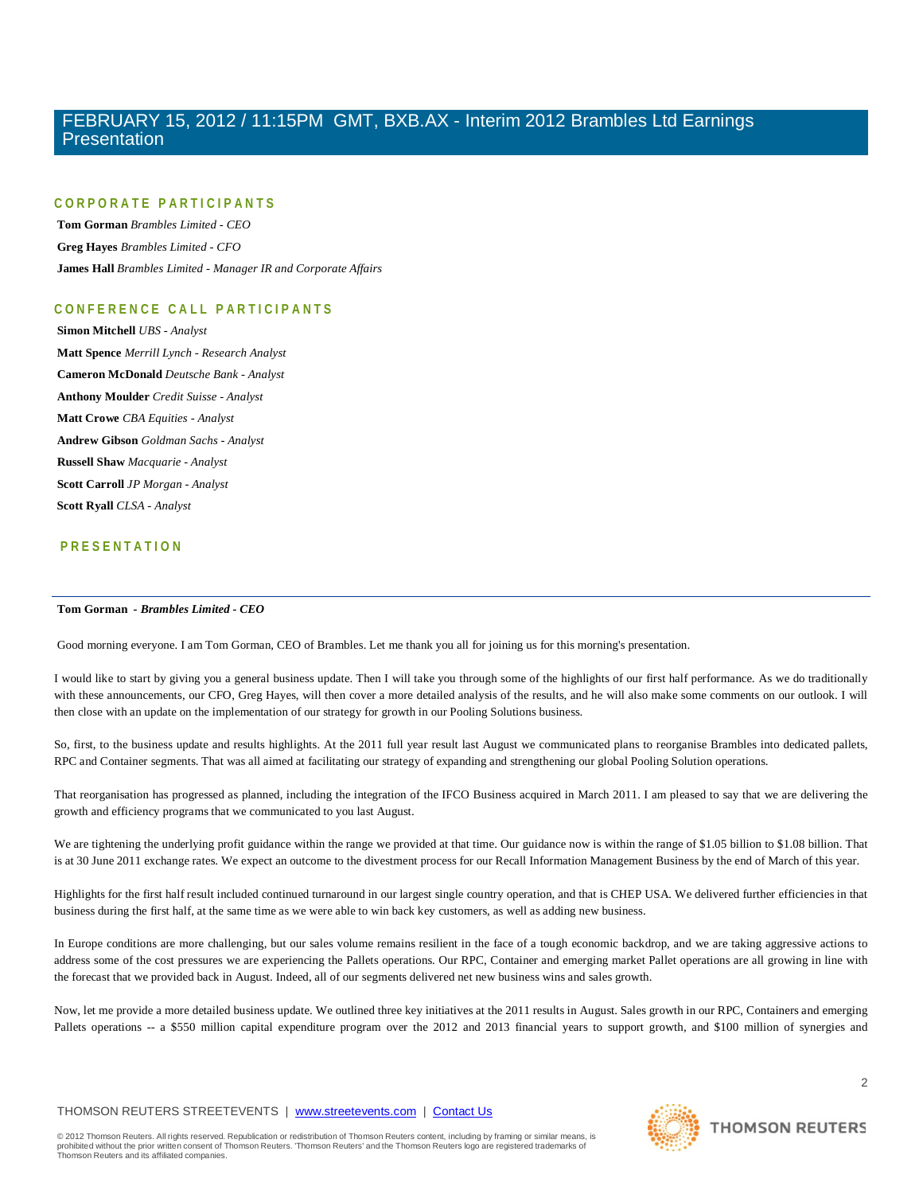## CORPORATE PARTICIPANTS

**Tom Gorman** *Brambles Limited - CEO*

**Greg Hayes** *Brambles Limited - CFO*

**James Hall** *Brambles Limited - Manager IR and Corporate Affairs*

## CONFERENCE CALL PARTICIPANTS

**Simon Mitchell** *UBS - Analyst*

**Matt Spence** *Merrill Lynch - Research Analyst*

**Cameron McDonald** *Deutsche Bank - Analyst*

**Anthony Moulder** *Credit Suisse - Analyst*

**Matt Crowe** *CBA Equities - Analyst*

**Andrew Gibson** *Goldman Sachs - Analyst*

**Russell Shaw** *Macquarie - Analyst*

**Scott Carroll** *JP Morgan - Analyst*

**Scott Ryall** *CLSA - Analyst*

## PRESENTATION

---

**Tom Gorman** - ***Brambles Limited - CEO***

Good morning everyone. I am Tom Gorman, CEO of Brambles. Let me thank you all for joining us for this morning's presentation.

I would like to start by giving you a general business update. Then I will take you through some of the highlights of our first half performance. As we do traditionally with these announcements, our CFO, Greg Hayes, will then cover a more detailed analysis of the results, and he will also make some comments on our outlook. I will then close with an update on the implementation of our strategy for growth in our Pooling Solutions business.

So, first, to the business update and results highlights. At the 2011 full year result last August we communicated plans to reorganise Brambles into dedicated pallets, RPC and Container segments. That was all aimed at facilitating our strategy of expanding and strengthening our global Pooling Solution operations.

That reorganisation has progressed as planned, including the integration of the IFCO Business acquired in March 2011. I am pleased to say that we are delivering the growth and efficiency programs that we communicated to you last August.

We are tightening the underlying profit guidance within the range we provided at that time. Our guidance now is within the range of $1.05 billion to $1.08 billion. That is at 30 June 2011 exchange rates. We expect an outcome to the divestment process for our Recall Information Management Business by the end of March of this year.

Highlights for the first half result included continued turnaround in our largest single country operation, and that is CHEP USA. We delivered further efficiencies in that business during the first half, at the same time as we were able to win back key customers, as well as adding new business.

In Europe conditions are more challenging, but our sales volume remains resilient in the face of a tough economic backdrop, and we are taking aggressive actions to address some of the cost pressures we are experiencing the Pallets operations. Our RPC, Container and emerging market Pallet operations are all growing in line with the forecast that we provided back in August. Indeed, all of our segments delivered net new business wins and sales growth.

Now, let me provide a more detailed business update. We outlined three key initiatives at the 2011 results in August. Sales growth in our RPC, Containers and emerging Pallets operations -- a $550 million capital expenditure program over the 2012 and 2013 financial years to support growth, and $100 million of synergies and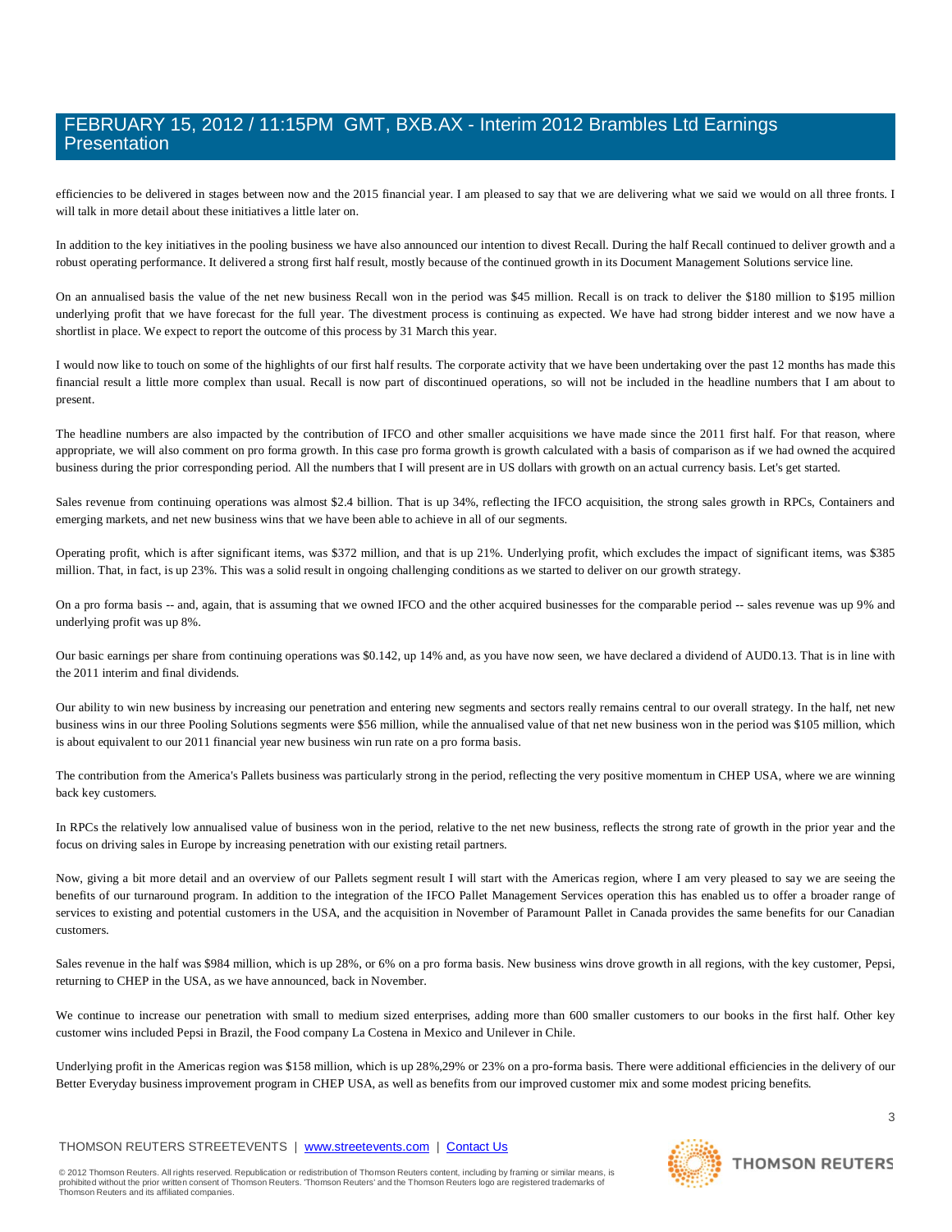efficiencies to be delivered in stages between now and the 2015 financial year. I am pleased to say that we are delivering what we said we would on all three fronts. I will talk in more detail about these initiatives a little later on.

In addition to the key initiatives in the pooling business we have also announced our intention to divest Recall. During the half Recall continued to deliver growth and a robust operating performance. It delivered a strong first half result, mostly because of the continued growth in its Document Management Solutions service line.

On an annualised basis the value of the net new business Recall won in the period was $45 million. Recall is on track to deliver the $180 million to $195 million underlying profit that we have forecast for the full year. The divestment process is continuing as expected. We have had strong bidder interest and we now have a shortlist in place. We expect to report the outcome of this process by 31 March this year.

I would now like to touch on some of the highlights of our first half results. The corporate activity that we have been undertaking over the past 12 months has made this financial result a little more complex than usual. Recall is now part of discontinued operations, so will not be included in the headline numbers that I am about to present.

The headline numbers are also impacted by the contribution of IFCO and other smaller acquisitions we have made since the 2011 first half. For that reason, where appropriate, we will also comment on pro forma growth. In this case pro forma growth is growth calculated with a basis of comparison as if we had owned the acquired business during the prior corresponding period. All the numbers that I will present are in US dollars with growth on an actual currency basis. Let's get started.

Sales revenue from continuing operations was almost $2.4 billion. That is up 34%, reflecting the IFCO acquisition, the strong sales growth in RPCs, Containers and emerging markets, and net new business wins that we have been able to achieve in all of our segments.

Operating profit, which is after significant items, was $372 million, and that is up 21%. Underlying profit, which excludes the impact of significant items, was $385 million. That, in fact, is up 23%. This was a solid result in ongoing challenging conditions as we started to deliver on our growth strategy.

On a pro forma basis -- and, again, that is assuming that we owned IFCO and the other acquired businesses for the comparable period -- sales revenue was up 9% and underlying profit was up 8%.

Our basic earnings per share from continuing operations was $0.142, up 14% and, as you have now seen, we have declared a dividend of AUD0.13. That is in line with the 2011 interim and final dividends.

Our ability to win new business by increasing our penetration and entering new segments and sectors really remains central to our overall strategy. In the half, net new business wins in our three Pooling Solutions segments were $56 million, while the annualised value of that net new business won in the period was $105 million, which is about equivalent to our 2011 financial year new business win run rate on a pro forma basis.

The contribution from the America's Pallets business was particularly strong in the period, reflecting the very positive momentum in CHEP USA, where we are winning back key customers.

In RPCs the relatively low annualised value of business won in the period, relative to the net new business, reflects the strong rate of growth in the prior year and the focus on driving sales in Europe by increasing penetration with our existing retail partners.

Now, giving a bit more detail and an overview of our Pallets segment result I will start with the Americas region, where I am very pleased to say we are seeing the benefits of our turnaround program. In addition to the integration of the IFCO Pallet Management Services operation this has enabled us to offer a broader range of services to existing and potential customers in the USA, and the acquisition in November of Paramount Pallet in Canada provides the same benefits for our Canadian customers.

Sales revenue in the half was $984 million, which is up 28%, or 6% on a pro forma basis. New business wins drove growth in all regions, with the key customer, Pepsi, returning to CHEP in the USA, as we have announced, back in November.

We continue to increase our penetration with small to medium sized enterprises, adding more than 600 smaller customers to our books in the first half. Other key customer wins included Pepsi in Brazil, the Food company La Costena in Mexico and Unilever in Chile.

Underlying profit in the Americas region was $158 million, which is up 28%,29% or 23% on a pro-forma basis. There were additional efficiencies in the delivery of our Better Everyday business improvement program in CHEP USA, as well as benefits from our improved customer mix and some modest pricing benefits.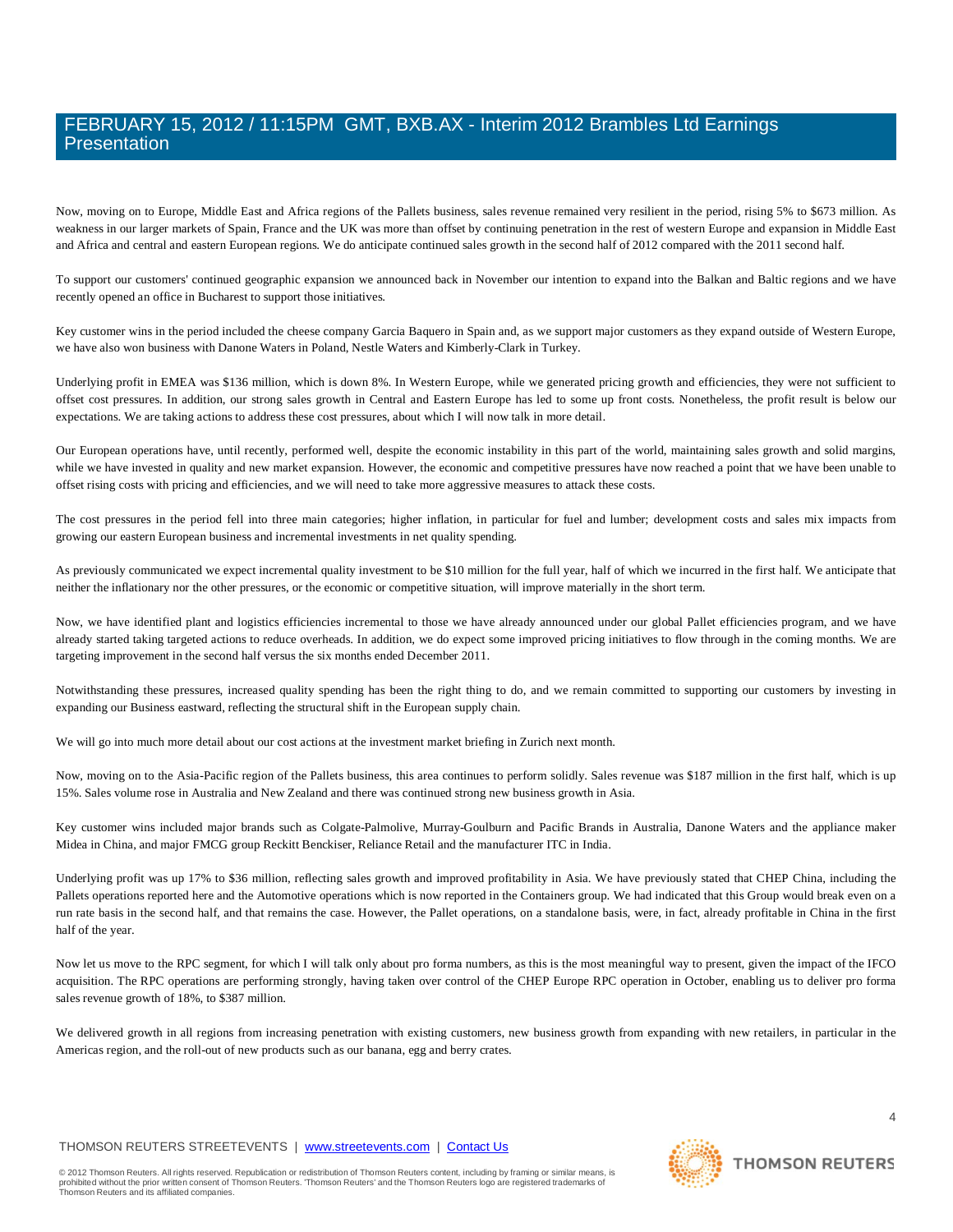Now, moving on to Europe, Middle East and Africa regions of the Pallets business, sales revenue remained very resilient in the period, rising 5% to $673 million. As weakness in our larger markets of Spain, France and the UK was more than offset by continuing penetration in the rest of western Europe and expansion in Middle East and Africa and central and eastern European regions. We do anticipate continued sales growth in the second half of 2012 compared with the 2011 second half.

To support our customers' continued geographic expansion we announced back in November our intention to expand into the Balkan and Baltic regions and we have recently opened an office in Bucharest to support those initiatives.

Key customer wins in the period included the cheese company Garcia Baquero in Spain and, as we support major customers as they expand outside of Western Europe, we have also won business with Danone Waters in Poland, Nestle Waters and Kimberly-Clark in Turkey.

Underlying profit in EMEA was $136 million, which is down 8%. In Western Europe, while we generated pricing growth and efficiencies, they were not sufficient to offset cost pressures. In addition, our strong sales growth in Central and Eastern Europe has led to some up front costs. Nonetheless, the profit result is below our expectations. We are taking actions to address these cost pressures, about which I will now talk in more detail.

Our European operations have, until recently, performed well, despite the economic instability in this part of the world, maintaining sales growth and solid margins, while we have invested in quality and new market expansion. However, the economic and competitive pressures have now reached a point that we have been unable to offset rising costs with pricing and efficiencies, and we will need to take more aggressive measures to attack these costs.

The cost pressures in the period fell into three main categories; higher inflation, in particular for fuel and lumber; development costs and sales mix impacts from growing our eastern European business and incremental investments in net quality spending.

As previously communicated we expect incremental quality investment to be $10 million for the full year, half of which we incurred in the first half. We anticipate that neither the inflationary nor the other pressures, or the economic or competitive situation, will improve materially in the short term.

Now, we have identified plant and logistics efficiencies incremental to those we have already announced under our global Pallet efficiencies program, and we have already started taking targeted actions to reduce overheads. In addition, we do expect some improved pricing initiatives to flow through in the coming months. We are targeting improvement in the second half versus the six months ended December 2011.

Notwithstanding these pressures, increased quality spending has been the right thing to do, and we remain committed to supporting our customers by investing in expanding our Business eastward, reflecting the structural shift in the European supply chain.

We will go into much more detail about our cost actions at the investment market briefing in Zurich next month.

Now, moving on to the Asia-Pacific region of the Pallets business, this area continues to perform solidly. Sales revenue was $187 million in the first half, which is up 15%. Sales volume rose in Australia and New Zealand and there was continued strong new business growth in Asia.

Key customer wins included major brands such as Colgate-Palmolive, Murray-Goulburn and Pacific Brands in Australia, Danone Waters and the appliance maker Midea in China, and major FMCG group Reckitt Benckiser, Reliance Retail and the manufacturer ITC in India.

Underlying profit was up 17% to $36 million, reflecting sales growth and improved profitability in Asia. We have previously stated that CHEP China, including the Pallets operations reported here and the Automotive operations which is now reported in the Containers group. We had indicated that this Group would break even on a run rate basis in the second half, and that remains the case. However, the Pallet operations, on a standalone basis, were, in fact, already profitable in China in the first half of the year.

Now let us move to the RPC segment, for which I will talk only about pro forma numbers, as this is the most meaningful way to present, given the impact of the IFCO acquisition. The RPC operations are performing strongly, having taken over control of the CHEP Europe RPC operation in October, enabling us to deliver pro forma sales revenue growth of 18%, to $387 million.

We delivered growth in all regions from increasing penetration with existing customers, new business growth from expanding with new retailers, in particular in the Americas region, and the roll-out of new products such as our banana, egg and berry crates.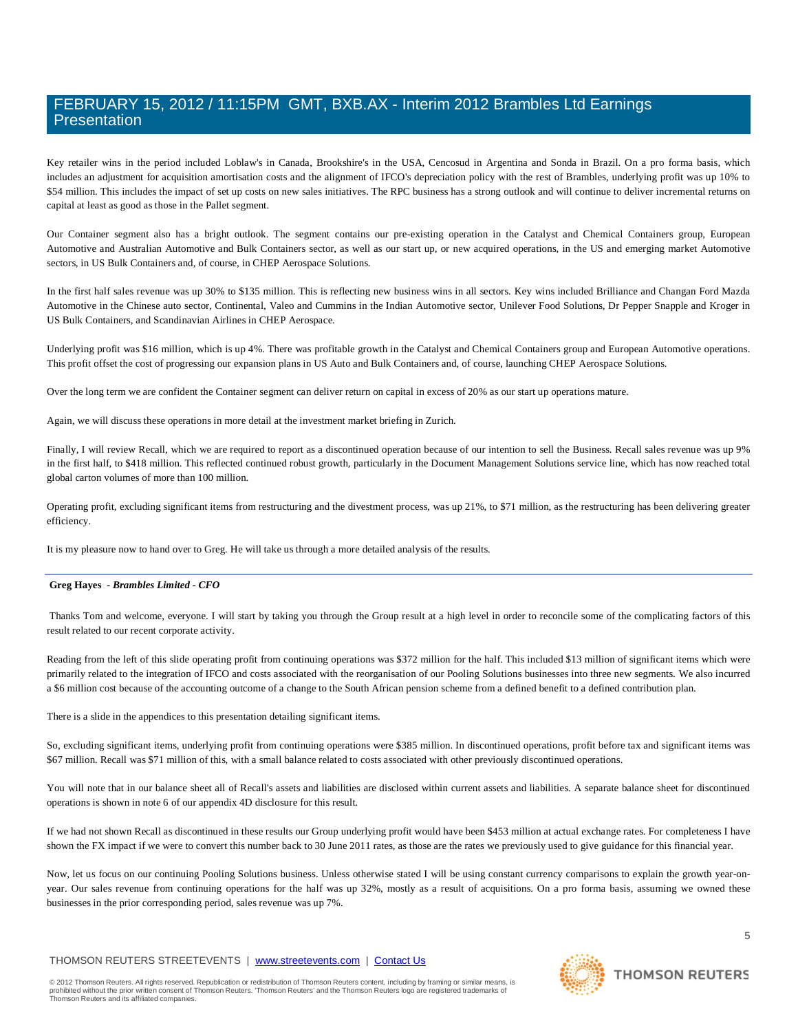Key retailer wins in the period included Loblaw's in Canada, Brookshire's in the USA, Cencosud in Argentina and Sonda in Brazil. On a pro forma basis, which includes an adjustment for acquisition amortisation costs and the alignment of IFCO's depreciation policy with the rest of Brambles, underlying profit was up 10% to $54 million. This includes the impact of set up costs on new sales initiatives. The RPC business has a strong outlook and will continue to deliver incremental returns on capital at least as good as those in the Pallet segment.

Our Container segment also has a bright outlook. The segment contains our pre-existing operation in the Catalyst and Chemical Containers group, European Automotive and Australian Automotive and Bulk Containers sector, as well as our start up, or new acquired operations, in the US and emerging market Automotive sectors, in US Bulk Containers and, of course, in CHEP Aerospace Solutions.

In the first half sales revenue was up 30% to $135 million. This is reflecting new business wins in all sectors. Key wins included Brilliance and Changan Ford Mazda Automotive in the Chinese auto sector, Continental, Valeo and Cummins in the Indian Automotive sector, Unilever Food Solutions, Dr Pepper Snapple and Kroger in US Bulk Containers, and Scandinavian Airlines in CHEP Aerospace.

Underlying profit was $16 million, which is up 4%. There was profitable growth in the Catalyst and Chemical Containers group and European Automotive operations. This profit offset the cost of progressing our expansion plans in US Auto and Bulk Containers and, of course, launching CHEP Aerospace Solutions.

Over the long term we are confident the Container segment can deliver return on capital in excess of 20% as our start up operations mature.

Again, we will discuss these operations in more detail at the investment market briefing in Zurich.

Finally, I will review Recall, which we are required to report as a discontinued operation because of our intention to sell the Business. Recall sales revenue was up 9% in the first half, to $418 million. This reflected continued robust growth, particularly in the Document Management Solutions service line, which has now reached total global carton volumes of more than 100 million.

Operating profit, excluding significant items from restructuring and the divestment process, was up 21%, to $71 million, as the restructuring has been delivering greater efficiency.

It is my pleasure now to hand over to Greg. He will take us through a more detailed analysis of the results.

---

**Greg Hayes** - ***Brambles Limited - CFO***

Thanks Tom and welcome, everyone. I will start by taking you through the Group result at a high level in order to reconcile some of the complicating factors of this result related to our recent corporate activity.

Reading from the left of this slide operating profit from continuing operations was $372 million for the half. This included $13 million of significant items which were primarily related to the integration of IFCO and costs associated with the reorganisation of our Pooling Solutions businesses into three new segments. We also incurred a $6 million cost because of the accounting outcome of a change to the South African pension scheme from a defined benefit to a defined contribution plan.

There is a slide in the appendices to this presentation detailing significant items.

So, excluding significant items, underlying profit from continuing operations were $385 million. In discontinued operations, profit before tax and significant items was $67 million. Recall was $71 million of this, with a small balance related to costs associated with other previously discontinued operations.

You will note that in our balance sheet all of Recall's assets and liabilities are disclosed within current assets and liabilities. A separate balance sheet for discontinued operations is shown in note 6 of our appendix 4D disclosure for this result.

If we had not shown Recall as discontinued in these results our Group underlying profit would have been $453 million at actual exchange rates. For completeness I have shown the FX impact if we were to convert this number back to 30 June 2011 rates, as those are the rates we previously used to give guidance for this financial year.

Now, let us focus on our continuing Pooling Solutions business. Unless otherwise stated I will be using constant currency comparisons to explain the growth year-on-year. Our sales revenue from continuing operations for the half was up 32%, mostly as a result of acquisitions. On a pro forma basis, assuming we owned these businesses in the prior corresponding period, sales revenue was up 7%.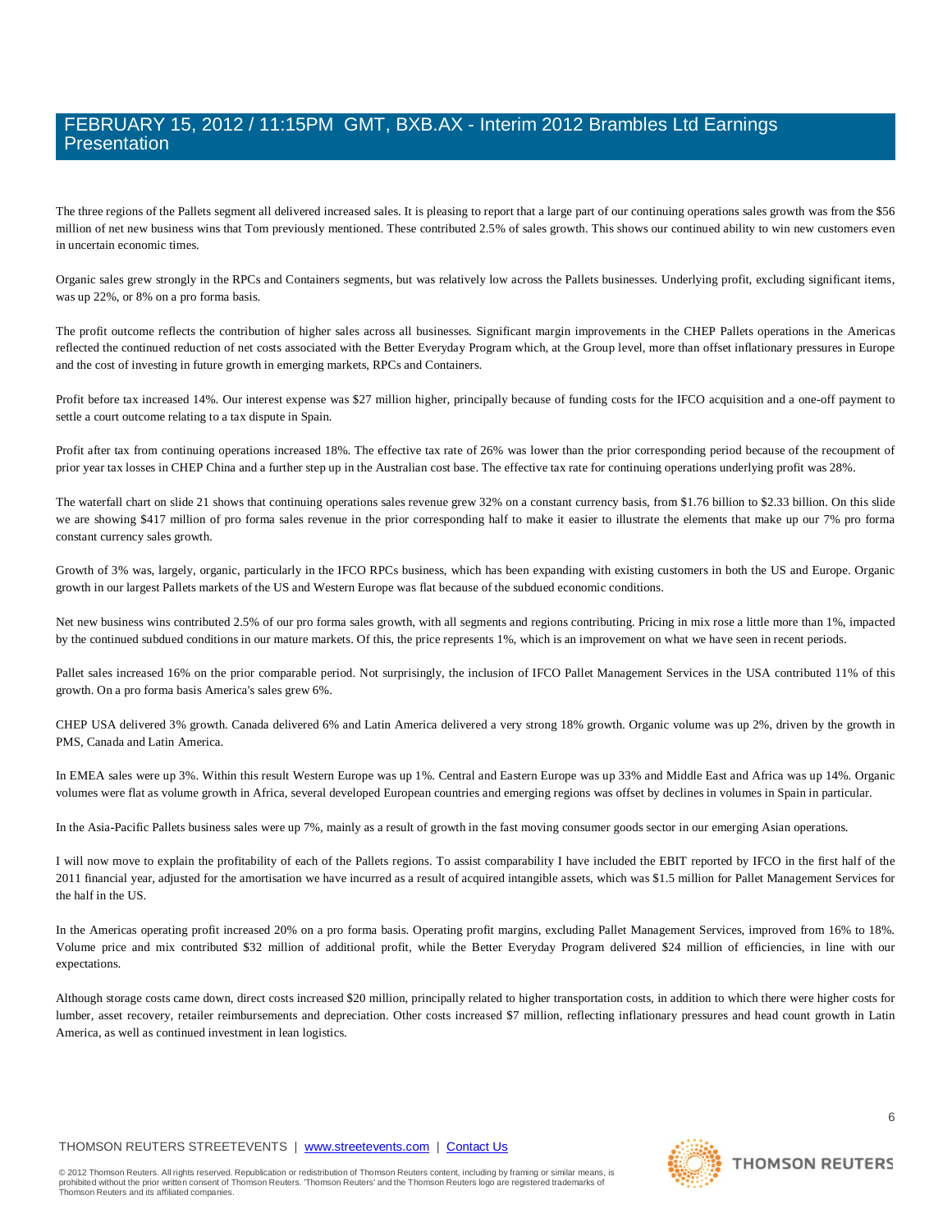The three regions of the Pallets segment all delivered increased sales. It is pleasing to report that a large part of our continuing operations sales growth was from the $56 million of net new business wins that Tom previously mentioned. These contributed 2.5% of sales growth. This shows our continued ability to win new customers even in uncertain economic times.

Organic sales grew strongly in the RPCs and Containers segments, but was relatively low across the Pallets businesses. Underlying profit, excluding significant items, was up 22%, or 8% on a pro forma basis.

The profit outcome reflects the contribution of higher sales across all businesses. Significant margin improvements in the CHEP Pallets operations in the Americas reflected the continued reduction of net costs associated with the Better Everyday Program which, at the Group level, more than offset inflationary pressures in Europe and the cost of investing in future growth in emerging markets, RPCs and Containers.

Profit before tax increased 14%. Our interest expense was $27 million higher, principally because of funding costs for the IFCO acquisition and a one-off payment to settle a court outcome relating to a tax dispute in Spain.

Profit after tax from continuing operations increased 18%. The effective tax rate of 26% was lower than the prior corresponding period because of the recoupment of prior year tax losses in CHEP China and a further step up in the Australian cost base. The effective tax rate for continuing operations underlying profit was 28%.

The waterfall chart on slide 21 shows that continuing operations sales revenue grew 32% on a constant currency basis, from $1.76 billion to $2.33 billion. On this slide we are showing $417 million of pro forma sales revenue in the prior corresponding half to make it easier to illustrate the elements that make up our 7% pro forma constant currency sales growth.

Growth of 3% was, largely, organic, particularly in the IFCO RPCs business, which has been expanding with existing customers in both the US and Europe. Organic growth in our largest Pallets markets of the US and Western Europe was flat because of the subdued economic conditions.

Net new business wins contributed 2.5% of our pro forma sales growth, with all segments and regions contributing. Pricing in mix rose a little more than 1%, impacted by the continued subdued conditions in our mature markets. Of this, the price represents 1%, which is an improvement on what we have seen in recent periods.

Pallet sales increased 16% on the prior comparable period. Not surprisingly, the inclusion of IFCO Pallet Management Services in the USA contributed 11% of this growth. On a pro forma basis America's sales grew 6%.

CHEP USA delivered 3% growth. Canada delivered 6% and Latin America delivered a very strong 18% growth. Organic volume was up 2%, driven by the growth in PMS, Canada and Latin America.

In EMEA sales were up 3%. Within this result Western Europe was up 1%. Central and Eastern Europe was up 33% and Middle East and Africa was up 14%. Organic volumes were flat as volume growth in Africa, several developed European countries and emerging regions was offset by declines in volumes in Spain in particular.

In the Asia-Pacific Pallets business sales were up 7%, mainly as a result of growth in the fast moving consumer goods sector in our emerging Asian operations.

I will now move to explain the profitability of each of the Pallets regions. To assist comparability I have included the EBIT reported by IFCO in the first half of the 2011 financial year, adjusted for the amortisation we have incurred as a result of acquired intangible assets, which was $1.5 million for Pallet Management Services for the half in the US.

In the Americas operating profit increased 20% on a pro forma basis. Operating profit margins, excluding Pallet Management Services, improved from 16% to 18%. Volume price and mix contributed $32 million of additional profit, while the Better Everyday Program delivered $24 million of efficiencies, in line with our expectations.

Although storage costs came down, direct costs increased $20 million, principally related to higher transportation costs, in addition to which there were higher costs for lumber, asset recovery, retailer reimbursements and depreciation. Other costs increased $7 million, reflecting inflationary pressures and head count growth in Latin America, as well as continued investment in lean logistics.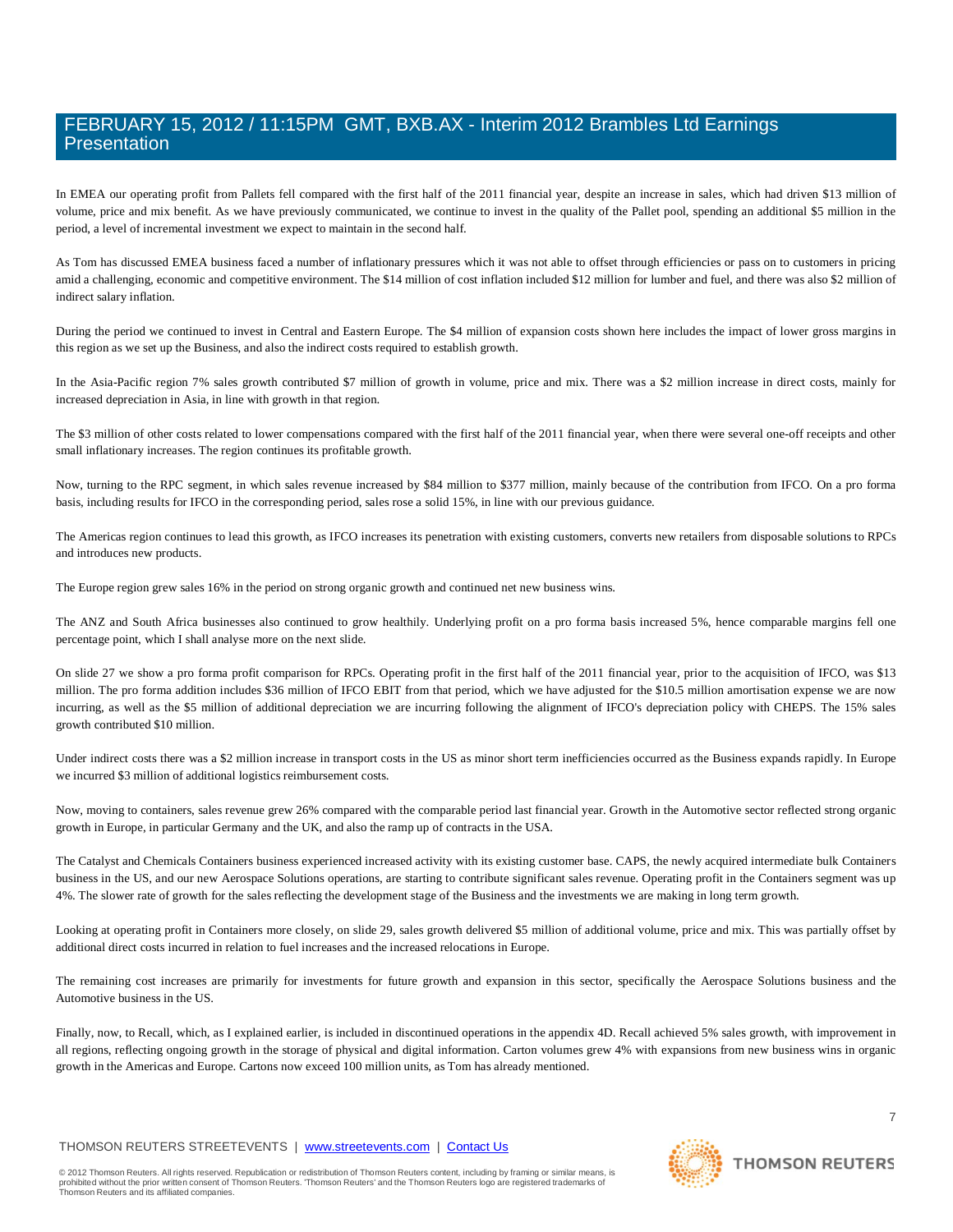In EMEA our operating profit from Pallets fell compared with the first half of the 2011 financial year, despite an increase in sales, which had driven $13 million of volume, price and mix benefit. As we have previously communicated, we continue to invest in the quality of the Pallet pool, spending an additional $5 million in the period, a level of incremental investment we expect to maintain in the second half.

As Tom has discussed EMEA business faced a number of inflationary pressures which it was not able to offset through efficiencies or pass on to customers in pricing amid a challenging, economic and competitive environment. The $14 million of cost inflation included $12 million for lumber and fuel, and there was also $2 million of indirect salary inflation.

During the period we continued to invest in Central and Eastern Europe. The $4 million of expansion costs shown here includes the impact of lower gross margins in this region as we set up the Business, and also the indirect costs required to establish growth.

In the Asia-Pacific region 7% sales growth contributed $7 million of growth in volume, price and mix. There was a $2 million increase in direct costs, mainly for increased depreciation in Asia, in line with growth in that region.

The $3 million of other costs related to lower compensations compared with the first half of the 2011 financial year, when there were several one-off receipts and other small inflationary increases. The region continues its profitable growth.

Now, turning to the RPC segment, in which sales revenue increased by $84 million to $377 million, mainly because of the contribution from IFCO. On a pro forma basis, including results for IFCO in the corresponding period, sales rose a solid 15%, in line with our previous guidance.

The Americas region continues to lead this growth, as IFCO increases its penetration with existing customers, converts new retailers from disposable solutions to RPCs and introduces new products.

The Europe region grew sales 16% in the period on strong organic growth and continued net new business wins.

The ANZ and South Africa businesses also continued to grow healthily. Underlying profit on a pro forma basis increased 5%, hence comparable margins fell one percentage point, which I shall analyse more on the next slide.

On slide 27 we show a pro forma profit comparison for RPCs. Operating profit in the first half of the 2011 financial year, prior to the acquisition of IFCO, was $13 million. The pro forma addition includes $36 million of IFCO EBIT from that period, which we have adjusted for the $10.5 million amortisation expense we are now incurring, as well as the $5 million of additional depreciation we are incurring following the alignment of IFCO's depreciation policy with CHEPS. The 15% sales growth contributed $10 million.

Under indirect costs there was a $2 million increase in transport costs in the US as minor short term inefficiencies occurred as the Business expands rapidly. In Europe we incurred $3 million of additional logistics reimbursement costs.

Now, moving to containers, sales revenue grew 26% compared with the comparable period last financial year. Growth in the Automotive sector reflected strong organic growth in Europe, in particular Germany and the UK, and also the ramp up of contracts in the USA.

The Catalyst and Chemicals Containers business experienced increased activity with its existing customer base. CAPS, the newly acquired intermediate bulk Containers business in the US, and our new Aerospace Solutions operations, are starting to contribute significant sales revenue. Operating profit in the Containers segment was up 4%. The slower rate of growth for the sales reflecting the development stage of the Business and the investments we are making in long term growth.

Looking at operating profit in Containers more closely, on slide 29, sales growth delivered $5 million of additional volume, price and mix. This was partially offset by additional direct costs incurred in relation to fuel increases and the increased relocations in Europe.

The remaining cost increases are primarily for investments for future growth and expansion in this sector, specifically the Aerospace Solutions business and the Automotive business in the US.

Finally, now, to Recall, which, as I explained earlier, is included in discontinued operations in the appendix 4D. Recall achieved 5% sales growth, with improvement in all regions, reflecting ongoing growth in the storage of physical and digital information. Carton volumes grew 4% with expansions from new business wins in organic growth in the Americas and Europe. Cartons now exceed 100 million units, as Tom has already mentioned.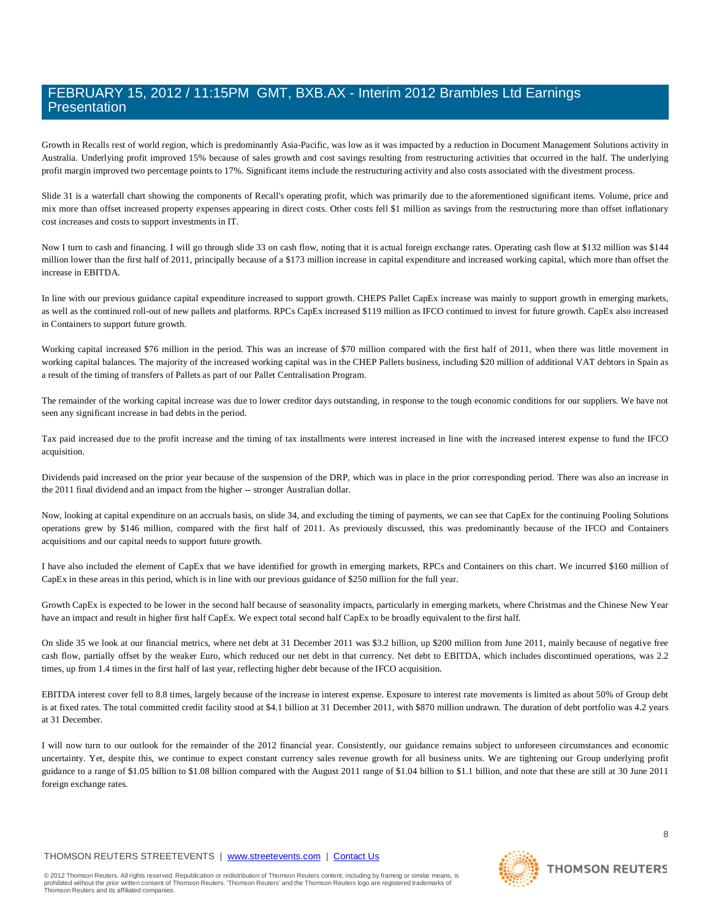Growth in Recalls rest of world region, which is predominantly Asia-Pacific, was low as it was impacted by a reduction in Document Management Solutions activity in Australia. Underlying profit improved 15% because of sales growth and cost savings resulting from restructuring activities that occurred in the half. The underlying profit margin improved two percentage points to 17%. Significant items include the restructuring activity and also costs associated with the divestment process.

Slide 31 is a waterfall chart showing the components of Recall's operating profit, which was primarily due to the aforementioned significant items. Volume, price and mix more than offset increased property expenses appearing in direct costs. Other costs fell $1 million as savings from the restructuring more than offset inflationary cost increases and costs to support investments in IT.

Now I turn to cash and financing. I will go through slide 33 on cash flow, noting that it is actual foreign exchange rates. Operating cash flow at $132 million was $144 million lower than the first half of 2011, principally because of a $173 million increase in capital expenditure and increased working capital, which more than offset the increase in EBITDA.

In line with our previous guidance capital expenditure increased to support growth. CHEPS Pallet CapEx increase was mainly to support growth in emerging markets, as well as the continued roll-out of new pallets and platforms. RPCs CapEx increased $119 million as IFCO continued to invest for future growth. CapEx also increased in Containers to support future growth.

Working capital increased $76 million in the period. This was an increase of $70 million compared with the first half of 2011, when there was little movement in working capital balances. The majority of the increased working capital was in the CHEP Pallets business, including $20 million of additional VAT debtors in Spain as a result of the timing of transfers of Pallets as part of our Pallet Centralisation Program.

The remainder of the working capital increase was due to lower creditor days outstanding, in response to the tough economic conditions for our suppliers. We have not seen any significant increase in bad debts in the period.

Tax paid increased due to the profit increase and the timing of tax installments were interest increased in line with the increased interest expense to fund the IFCO acquisition.

Dividends paid increased on the prior year because of the suspension of the DRP, which was in place in the prior corresponding period. There was also an increase in the 2011 final dividend and an impact from the higher -- stronger Australian dollar.

Now, looking at capital expenditure on an accruals basis, on slide 34, and excluding the timing of payments, we can see that CapEx for the continuing Pooling Solutions operations grew by $146 million, compared with the first half of 2011. As previously discussed, this was predominantly because of the IFCO and Containers acquisitions and our capital needs to support future growth.

I have also included the element of CapEx that we have identified for growth in emerging markets, RPCs and Containers on this chart. We incurred $160 million of CapEx in these areas in this period, which is in line with our previous guidance of $250 million for the full year.

Growth CapEx is expected to be lower in the second half because of seasonality impacts, particularly in emerging markets, where Christmas and the Chinese New Year have an impact and result in higher first half CapEx. We expect total second half CapEx to be broadly equivalent to the first half.

On slide 35 we look at our financial metrics, where net debt at 31 December 2011 was $3.2 billion, up $200 million from June 2011, mainly because of negative free cash flow, partially offset by the weaker Euro, which reduced our net debt in that currency. Net debt to EBITDA, which includes discontinued operations, was 2.2 times, up from 1.4 times in the first half of last year, reflecting higher debt because of the IFCO acquisition.

EBITDA interest cover fell to 8.8 times, largely because of the increase in interest expense. Exposure to interest rate movements is limited as about 50% of Group debt is at fixed rates. The total committed credit facility stood at $4.1 billion at 31 December 2011, with $870 million undrawn. The duration of debt portfolio was 4.2 years at 31 December.

I will now turn to our outlook for the remainder of the 2012 financial year. Consistently, our guidance remains subject to unforeseen circumstances and economic uncertainty. Yet, despite this, we continue to expect constant currency sales revenue growth for all business units. We are tightening our Group underlying profit guidance to a range of $1.05 billion to $1.08 billion compared with the August 2011 range of $1.04 billion to $1.1 billion, and note that these are still at 30 June 2011 foreign exchange rates.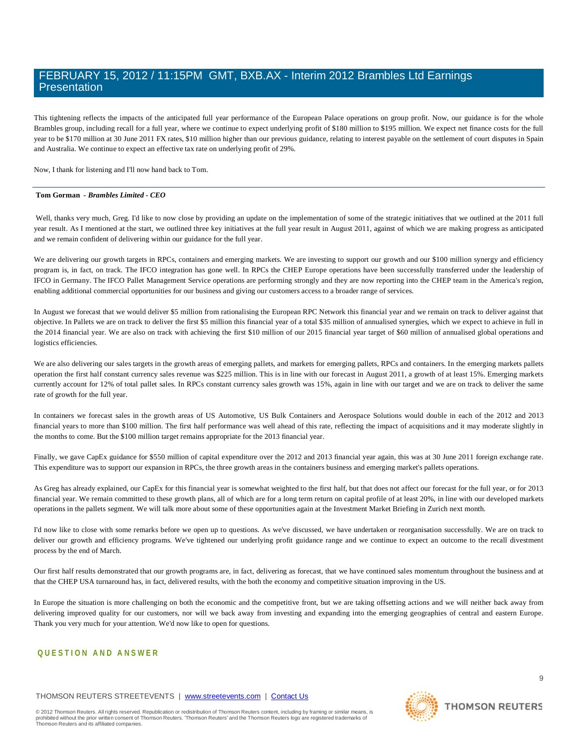This tightening reflects the impacts of the anticipated full year performance of the European Palace operations on group profit. Now, our guidance is for the whole Brambles group, including recall for a full year, where we continue to expect underlying profit of $180 million to $195 million. We expect net finance costs for the full year to be $170 million at 30 June 2011 FX rates, $10 million higher than our previous guidance, relating to interest payable on the settlement of court disputes in Spain and Australia. We continue to expect an effective tax rate on underlying profit of 29%.

Now, I thank for listening and I'll now hand back to Tom.

---

**Tom Gorman** - ***Brambles Limited - CEO***

Well, thanks very much, Greg. I'd like to now close by providing an update on the implementation of some of the strategic initiatives that we outlined at the 2011 full year result. As I mentioned at the start, we outlined three key initiatives at the full year result in August 2011, against of which we are making progress as anticipated and we remain confident of delivering within our guidance for the full year.

We are delivering our growth targets in RPCs, containers and emerging markets. We are investing to support our growth and our $100 million synergy and efficiency program is, in fact, on track. The IFCO integration has gone well. In RPCs the CHEP Europe operations have been successfully transferred under the leadership of IFCO in Germany. The IFCO Pallet Management Service operations are performing strongly and they are now reporting into the CHEP team in the America's region, enabling additional commercial opportunities for our business and giving our customers access to a broader range of services.

In August we forecast that we would deliver $5 million from rationalising the European RPC Network this financial year and we remain on track to deliver against that objective. In Pallets we are on track to deliver the first $5 million this financial year of a total $35 million of annualised synergies, which we expect to achieve in full in the 2014 financial year. We are also on track with achieving the first $10 million of our 2015 financial year target of $60 million of annualised global operations and logistics efficiencies.

We are also delivering our sales targets in the growth areas of emerging pallets, and markets for emerging pallets, RPCs and containers. In the emerging markets pallets operation the first half constant currency sales revenue was $225 million. This is in line with our forecast in August 2011, a growth of at least 15%. Emerging markets currently account for 12% of total pallet sales. In RPCs constant currency sales growth was 15%, again in line with our target and we are on track to deliver the same rate of growth for the full year.

In containers we forecast sales in the growth areas of US Automotive, US Bulk Containers and Aerospace Solutions would double in each of the 2012 and 2013 financial years to more than $100 million. The first half performance was well ahead of this rate, reflecting the impact of acquisitions and it may moderate slightly in the months to come. But the $100 million target remains appropriate for the 2013 financial year.

Finally, we gave CapEx guidance for $550 million of capital expenditure over the 2012 and 2013 financial year again, this was at 30 June 2011 foreign exchange rate. This expenditure was to support our expansion in RPCs, the three growth areas in the containers business and emerging market's pallets operations.

As Greg has already explained, our CapEx for this financial year is somewhat weighted to the first half, but that does not affect our forecast for the full year, or for 2013 financial year. We remain committed to these growth plans, all of which are for a long term return on capital profile of at least 20%, in line with our developed markets operations in the pallets segment. We will talk more about some of these opportunities again at the Investment Market Briefing in Zurich next month.

I'd now like to close with some remarks before we open up to questions. As we've discussed, we have undertaken or reorganisation successfully. We are on track to deliver our growth and efficiency programs. We've tightened our underlying profit guidance range and we continue to expect an outcome to the recall divestment process by the end of March.

Our first half results demonstrated that our growth programs are, in fact, delivering as forecast, that we have continued sales momentum throughout the business and at that the CHEP USA turnaround has, in fact, delivered results, with the both the economy and competitive situation improving in the US.

In Europe the situation is more challenging on both the economic and the competitive front, but we are taking offsetting actions and we will neither back away from delivering improved quality for our customers, nor will we back away from investing and expanding into the emerging geographies of central and eastern Europe. Thank you very much for your attention. We'd now like to open for questions.

## QUESTION AND ANSWER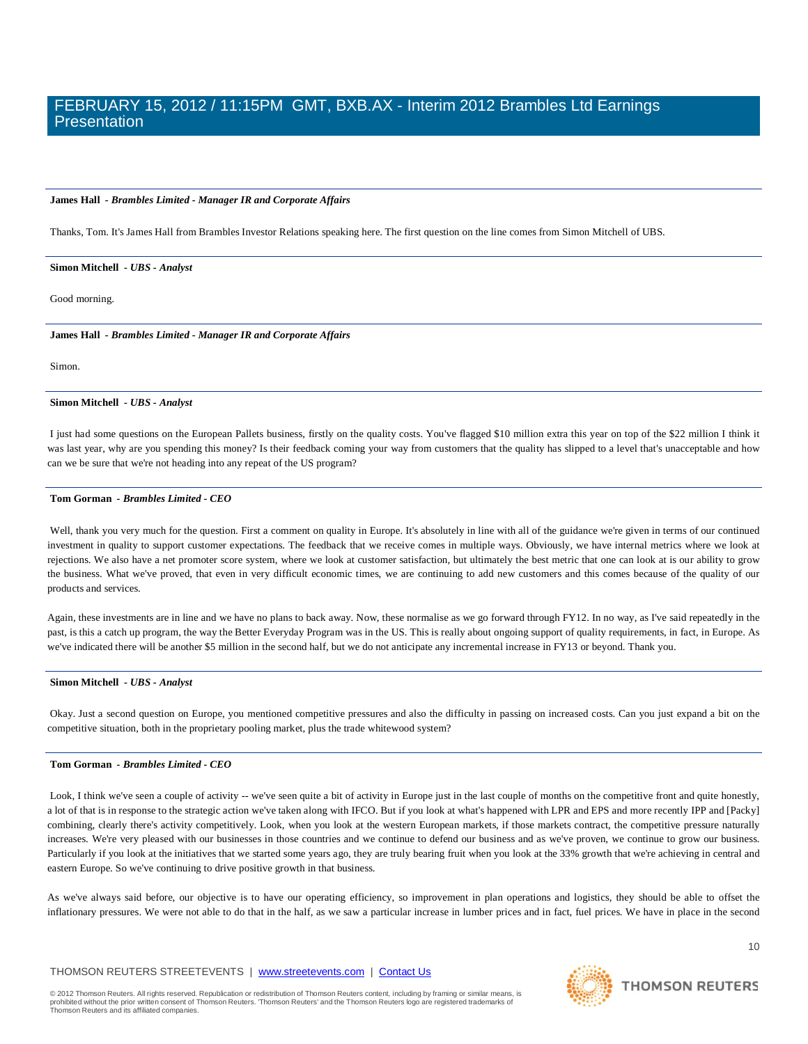**James Hall** - *Brambles Limited - Manager IR and Corporate Affairs*

Thanks, Tom. It's James Hall from Brambles Investor Relations speaking here. The first question on the line comes from Simon Mitchell of UBS.

**Simon Mitchell** - *UBS - Analyst*

Good morning.

**James Hall** - *Brambles Limited - Manager IR and Corporate Affairs*

Simon.

**Simon Mitchell** - *UBS - Analyst*

I just had some questions on the European Pallets business, firstly on the quality costs. You've flagged $10 million extra this year on top of the $22 million I think it was last year, why are you spending this money? Is their feedback coming your way from customers that the quality has slipped to a level that's unacceptable and how can we be sure that we're not heading into any repeat of the US program?

**Tom Gorman** - *Brambles Limited - CEO*

Well, thank you very much for the question. First a comment on quality in Europe. It's absolutely in line with all of the guidance we're given in terms of our continued investment in quality to support customer expectations. The feedback that we receive comes in multiple ways. Obviously, we have internal metrics where we look at rejections. We also have a net promoter score system, where we look at customer satisfaction, but ultimately the best metric that one can look at is our ability to grow the business. What we've proved, that even in very difficult economic times, we are continuing to add new customers and this comes because of the quality of our products and services.

Again, these investments are in line and we have no plans to back away. Now, these normalise as we go forward through FY12. In no way, as I've said repeatedly in the past, is this a catch up program, the way the Better Everyday Program was in the US. This is really about ongoing support of quality requirements, in fact, in Europe. As we've indicated there will be another $5 million in the second half, but we do not anticipate any incremental increase in FY13 or beyond. Thank you.

**Simon Mitchell** - *UBS - Analyst*

Okay. Just a second question on Europe, you mentioned competitive pressures and also the difficulty in passing on increased costs. Can you just expand a bit on the competitive situation, both in the proprietary pooling market, plus the trade whitewood system?

**Tom Gorman** - *Brambles Limited - CEO*

Look, I think we've seen a couple of activity -- we've seen quite a bit of activity in Europe just in the last couple of months on the competitive front and quite honestly, a lot of that is in response to the strategic action we've taken along with IFCO. But if you look at what's happened with LPR and EPS and more recently IPP and [Packy] combining, clearly there's activity competitively. Look, when you look at the western European markets, if those markets contract, the competitive pressure naturally increases. We're very pleased with our businesses in those countries and we continue to defend our business and as we've proven, we continue to grow our business. Particularly if you look at the initiatives that we started some years ago, they are truly bearing fruit when you look at the 33% growth that we're achieving in central and eastern Europe. So we've continuing to drive positive growth in that business.

As we've always said before, our objective is to have our operating efficiency, so improvement in plan operations and logistics, they should be able to offset the inflationary pressures. We were not able to do that in the half, as we saw a particular increase in lumber prices and in fact, fuel prices. We have in place in the second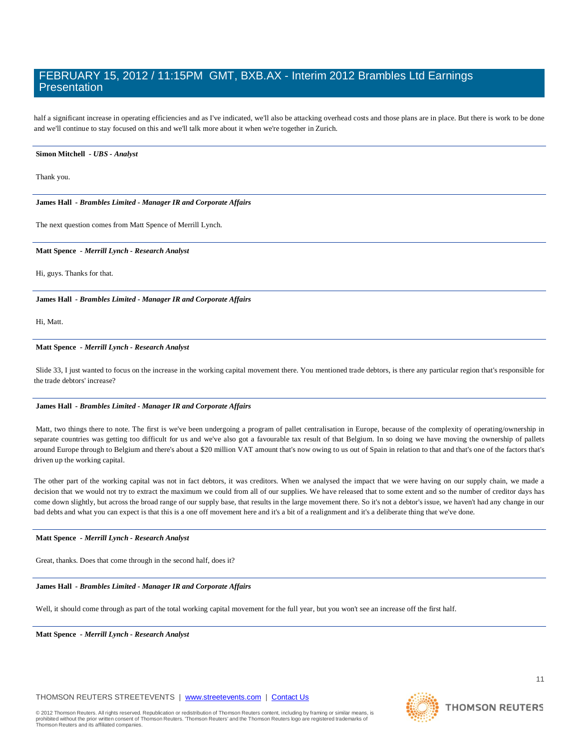half a significant increase in operating efficiencies and as I've indicated, we'll also be attacking overhead costs and those plans are in place. But there is work to be done and we'll continue to stay focused on this and we'll talk more about it when we're together in Zurich.

---

**Simon Mitchell** - ***UBS - Analyst***

Thank you.

---

**James Hall** - ***Brambles Limited - Manager IR and Corporate Affairs***

The next question comes from Matt Spence of Merrill Lynch.

---

**Matt Spence** - ***Merrill Lynch - Research Analyst***

Hi, guys. Thanks for that.

---

**James Hall** - ***Brambles Limited - Manager IR and Corporate Affairs***

Hi, Matt.

---

**Matt Spence** - ***Merrill Lynch - Research Analyst***

Slide 33, I just wanted to focus on the increase in the working capital movement there. You mentioned trade debtors, is there any particular region that's responsible for the trade debtors' increase?

---

**James Hall** - ***Brambles Limited - Manager IR and Corporate Affairs***

Matt, two things there to note. The first is we've been undergoing a program of pallet centralisation in Europe, because of the complexity of operating/ownership in separate countries was getting too difficult for us and we've also got a favourable tax result of that Belgium. In so doing we have moving the ownership of pallets around Europe through to Belgium and there's about a $20 million VAT amount that's now owing to us out of Spain in relation to that and that's one of the factors that's driven up the working capital.

The other part of the working capital was not in fact debtors, it was creditors. When we analysed the impact that we were having on our supply chain, we made a decision that we would not try to extract the maximum we could from all of our supplies. We have released that to some extent and so the number of creditor days has come down slightly, but across the broad range of our supply base, that results in the large movement there. So it's not a debtor's issue, we haven't had any change in our bad debts and what you can expect is that this is a one off movement here and it's a bit of a realignment and it's a deliberate thing that we've done.

---

**Matt Spence** - ***Merrill Lynch - Research Analyst***

Great, thanks. Does that come through in the second half, does it?

---

**James Hall** - ***Brambles Limited - Manager IR and Corporate Affairs***

Well, it should come through as part of the total working capital movement for the full year, but you won't see an increase off the first half.

---

**Matt Spence** - ***Merrill Lynch - Research Analyst***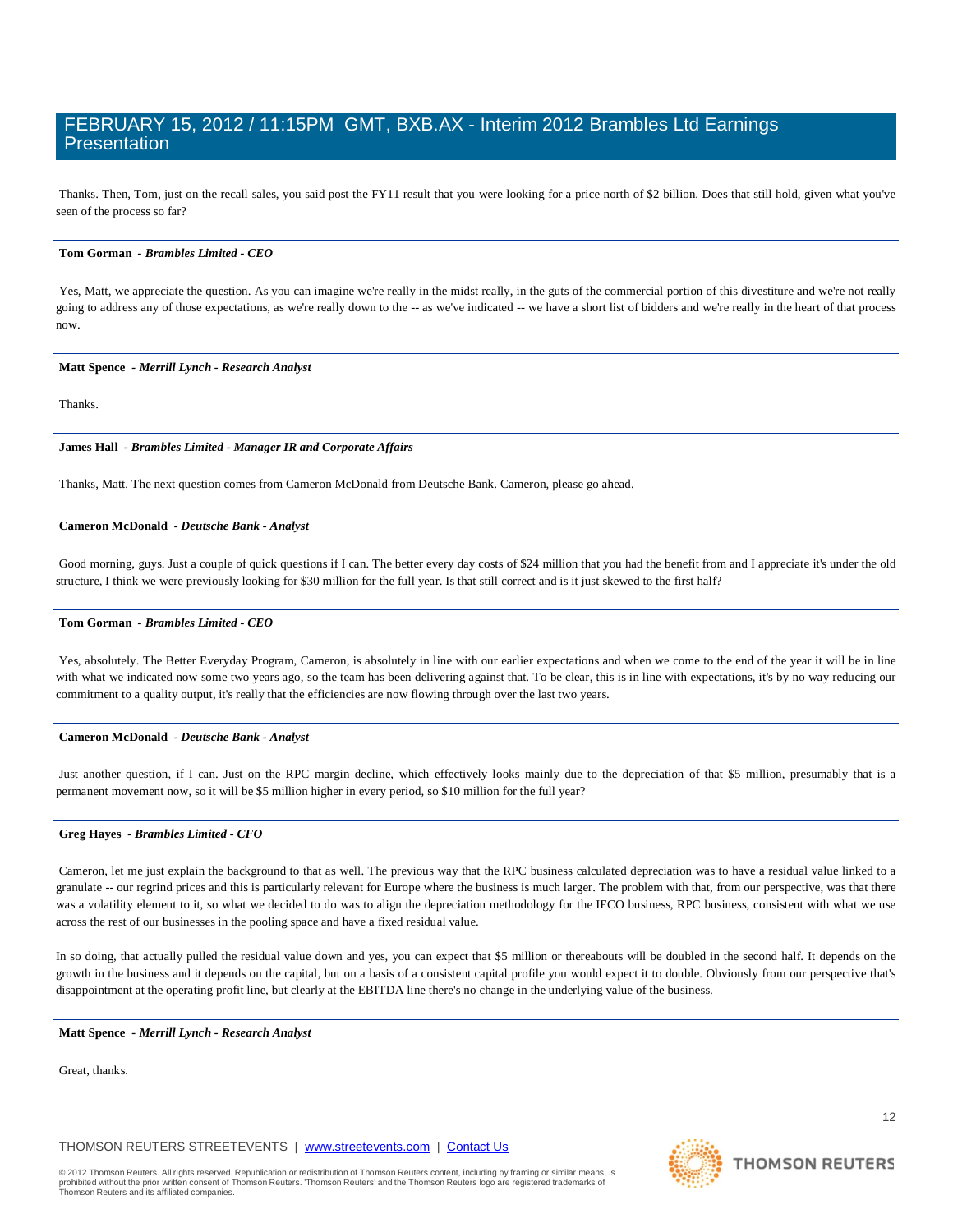Thanks. Then, Tom, just on the recall sales, you said post the FY11 result that you were looking for a price north of $2 billion. Does that still hold, given what you've seen of the process so far?

**Tom Gorman** - ***Brambles Limited - CEO***

Yes, Matt, we appreciate the question. As you can imagine we're really in the midst really, in the guts of the commercial portion of this divestiture and we're not really going to address any of those expectations, as we're really down to the -- as we've indicated -- we have a short list of bidders and we're really in the heart of that process now.

**Matt Spence** - ***Merrill Lynch - Research Analyst***

Thanks.

**James Hall** - ***Brambles Limited - Manager IR and Corporate Affairs***

Thanks, Matt. The next question comes from Cameron McDonald from Deutsche Bank. Cameron, please go ahead.

**Cameron McDonald** - ***Deutsche Bank - Analyst***

Good morning, guys. Just a couple of quick questions if I can. The better every day costs of $24 million that you had the benefit from and I appreciate it's under the old structure, I think we were previously looking for $30 million for the full year. Is that still correct and is it just skewed to the first half?

**Tom Gorman** - ***Brambles Limited - CEO***

Yes, absolutely. The Better Everyday Program, Cameron, is absolutely in line with our earlier expectations and when we come to the end of the year it will be in line with what we indicated now some two years ago, so the team has been delivering against that. To be clear, this is in line with expectations, it's by no way reducing our commitment to a quality output, it's really that the efficiencies are now flowing through over the last two years.

**Cameron McDonald** - ***Deutsche Bank - Analyst***

Just another question, if I can. Just on the RPC margin decline, which effectively looks mainly due to the depreciation of that $5 million, presumably that is a permanent movement now, so it will be $5 million higher in every period, so $10 million for the full year?

**Greg Hayes** - ***Brambles Limited - CFO***

Cameron, let me just explain the background to that as well. The previous way that the RPC business calculated depreciation was to have a residual value linked to a granulate -- our regrind prices and this is particularly relevant for Europe where the business is much larger. The problem with that, from our perspective, was that there was a volatility element to it, so what we decided to do was to align the depreciation methodology for the IFCO business, RPC business, consistent with what we use across the rest of our businesses in the pooling space and have a fixed residual value.

In so doing, that actually pulled the residual value down and yes, you can expect that $5 million or thereabouts will be doubled in the second half. It depends on the growth in the business and it depends on the capital, but on a basis of a consistent capital profile you would expect it to double. Obviously from our perspective that's disappointment at the operating profit line, but clearly at the EBITDA line there's no change in the underlying value of the business.

**Matt Spence** - ***Merrill Lynch - Research Analyst***

Great, thanks.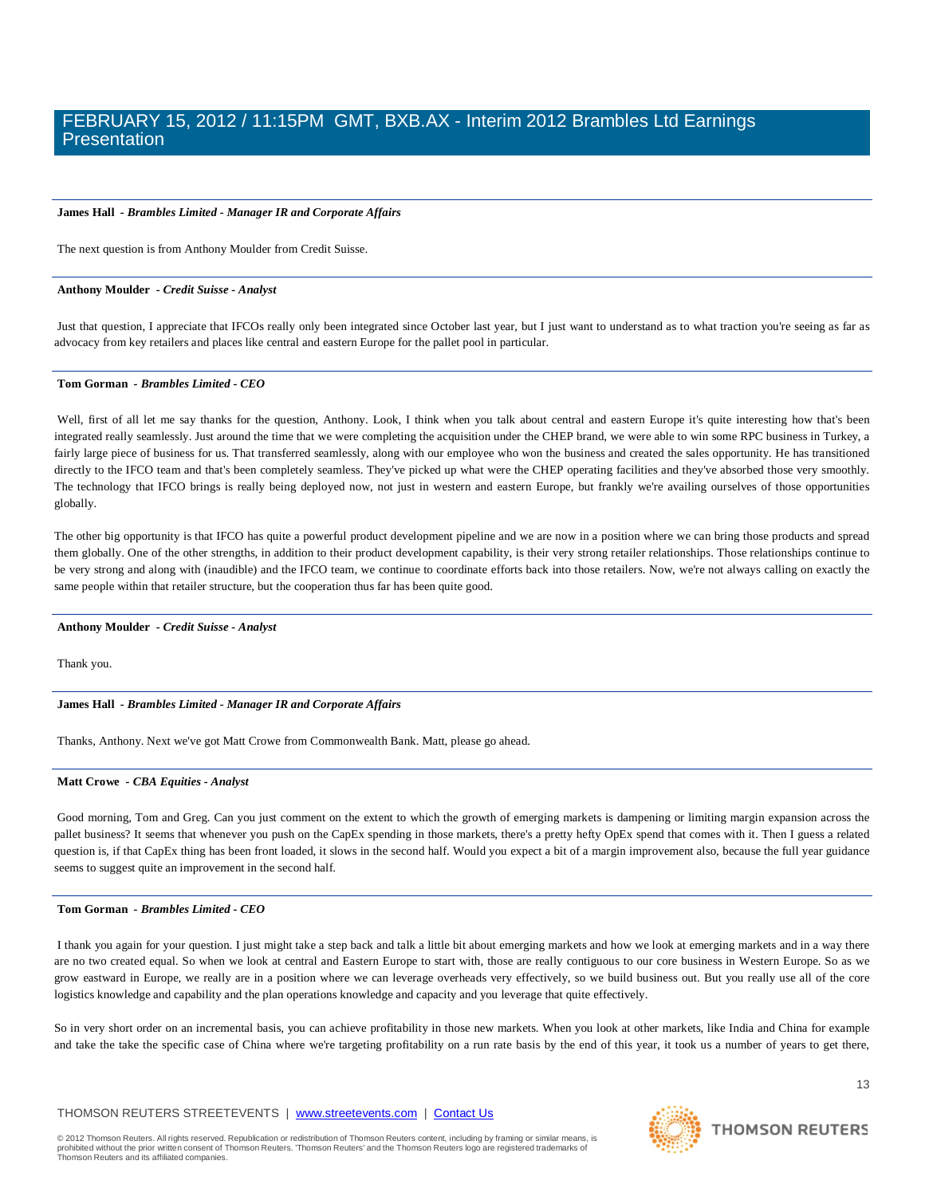**James Hall** - *Brambles Limited - Manager IR and Corporate Affairs*

The next question is from Anthony Moulder from Credit Suisse.

**Anthony Moulder** - *Credit Suisse - Analyst*

Just that question, I appreciate that IFCOs really only been integrated since October last year, but I just want to understand as to what traction you're seeing as far as advocacy from key retailers and places like central and eastern Europe for the pallet pool in particular.

**Tom Gorman** - *Brambles Limited - CEO*

Well, first of all let me say thanks for the question, Anthony. Look, I think when you talk about central and eastern Europe it's quite interesting how that's been integrated really seamlessly. Just around the time that we were completing the acquisition under the CHEP brand, we were able to win some RPC business in Turkey, a fairly large piece of business for us. That transferred seamlessly, along with our employee who won the business and created the sales opportunity. He has transitioned directly to the IFCO team and that's been completely seamless. They've picked up what were the CHEP operating facilities and they've absorbed those very smoothly. The technology that IFCO brings is really being deployed now, not just in western and eastern Europe, but frankly we're availing ourselves of those opportunities globally.

The other big opportunity is that IFCO has quite a powerful product development pipeline and we are now in a position where we can bring those products and spread them globally. One of the other strengths, in addition to their product development capability, is their very strong retailer relationships. Those relationships continue to be very strong and along with (inaudible) and the IFCO team, we continue to coordinate efforts back into those retailers. Now, we're not always calling on exactly the same people within that retailer structure, but the cooperation thus far has been quite good.

**Anthony Moulder** - *Credit Suisse - Analyst*

Thank you.

**James Hall** - *Brambles Limited - Manager IR and Corporate Affairs*

Thanks, Anthony. Next we've got Matt Crowe from Commonwealth Bank. Matt, please go ahead.

**Matt Crowe** - *CBA Equities - Analyst*

Good morning, Tom and Greg. Can you just comment on the extent to which the growth of emerging markets is dampening or limiting margin expansion across the pallet business? It seems that whenever you push on the CapEx spending in those markets, there's a pretty hefty OpEx spend that comes with it. Then I guess a related question is, if that CapEx thing has been front loaded, it slows in the second half. Would you expect a bit of a margin improvement also, because the full year guidance seems to suggest quite an improvement in the second half.

**Tom Gorman** - *Brambles Limited - CEO*

I thank you again for your question. I just might take a step back and talk a little bit about emerging markets and how we look at emerging markets and in a way there are no two created equal. So when we look at central and Eastern Europe to start with, those are really contiguous to our core business in Western Europe. So as we grow eastward in Europe, we really are in a position where we can leverage overheads very effectively, so we build business out. But you really use all of the core logistics knowledge and capability and the plan operations knowledge and capacity and you leverage that quite effectively.

So in very short order on an incremental basis, you can achieve profitability in those new markets. When you look at other markets, like India and China for example and take the take the specific case of China where we're targeting profitability on a run rate basis by the end of this year, it took us a number of years to get there,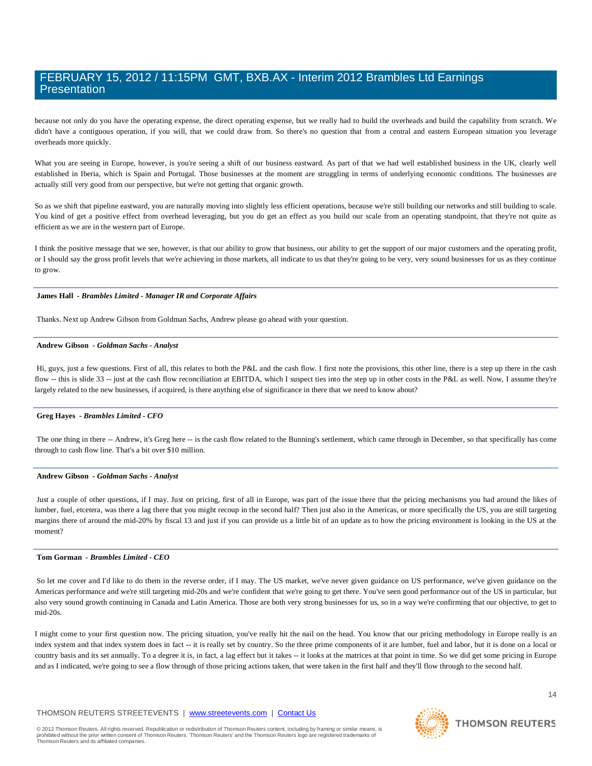because not only do you have the operating expense, the direct operating expense, but we really had to build the overheads and build the capability from scratch. We didn't have a contiguous operation, if you will, that we could draw from. So there's no question that from a central and eastern European situation you leverage overheads more quickly.

What you are seeing in Europe, however, is you're seeing a shift of our business eastward. As part of that we had well established business in the UK, clearly well established in Iberia, which is Spain and Portugal. Those businesses at the moment are struggling in terms of underlying economic conditions. The businesses are actually still very good from our perspective, but we're not getting that organic growth.

So as we shift that pipeline eastward, you are naturally moving into slightly less efficient operations, because we're still building our networks and still building to scale. You kind of get a positive effect from overhead leveraging, but you do get an effect as you build our scale from an operating standpoint, that they're not quite as efficient as we are in the western part of Europe.

I think the positive message that we see, however, is that our ability to grow that business, our ability to get the support of our major customers and the operating profit, or I should say the gross profit levels that we're achieving in those markets, all indicate to us that they're going to be very, very sound businesses for us as they continue to grow.

---

**James Hall** - ***Brambles Limited - Manager IR and Corporate Affairs***

Thanks. Next up Andrew Gibson from Goldman Sachs, Andrew please go ahead with your question.

---

**Andrew Gibson** - ***Goldman Sachs - Analyst***

Hi, guys, just a few questions. First of all, this relates to both the P&L and the cash flow. I first note the provisions, this other line, there is a step up there in the cash flow -- this is slide 33 -- just at the cash flow reconciliation at EBITDA, which I suspect ties into the step up in other costs in the P&L as well. Now, I assume they're largely related to the new businesses, if acquired, is there anything else of significance in there that we need to know about?

---

**Greg Hayes** - ***Brambles Limited - CFO***

The one thing in there -- Andrew, it's Greg here -- is the cash flow related to the Bunning's settlement, which came through in December, so that specifically has come through to cash flow line. That's a bit over $10 million.

---

**Andrew Gibson** - ***Goldman Sachs - Analyst***

Just a couple of other questions, if I may. Just on pricing, first of all in Europe, was part of the issue there that the pricing mechanisms you had around the likes of lumber, fuel, etcetera, was there a lag there that you might recoup in the second half? Then just also in the Americas, or more specifically the US, you are still targeting margins there of around the mid-20% by fiscal 13 and just if you can provide us a little bit of an update as to how the pricing environment is looking in the US at the moment?

---

**Tom Gorman** - ***Brambles Limited - CEO***

So let me cover and I'd like to do them in the reverse order, if I may. The US market, we've never given guidance on US performance, we've given guidance on the Americas performance and we're still targeting mid-20s and we're confident that we're going to get there. You've seen good performance out of the US in particular, but also very sound growth continuing in Canada and Latin America. Those are both very strong businesses for us, so in a way we're confirming that our objective, to get to mid-20s.

I might come to your first question now. The pricing situation, you've really hit the nail on the head. You know that our pricing methodology in Europe really is an index system and that index system does in fact -- it is really set by country. So the three prime components of it are lumber, fuel and labor, but it is done on a local or country basis and its set annually. To a degree it is, in fact, a lag effect but it takes -- it looks at the matrices at that point in time. So we did get some pricing in Europe and as I indicated, we're going to see a flow through of those pricing actions taken, that were taken in the first half and they'll flow through to the second half.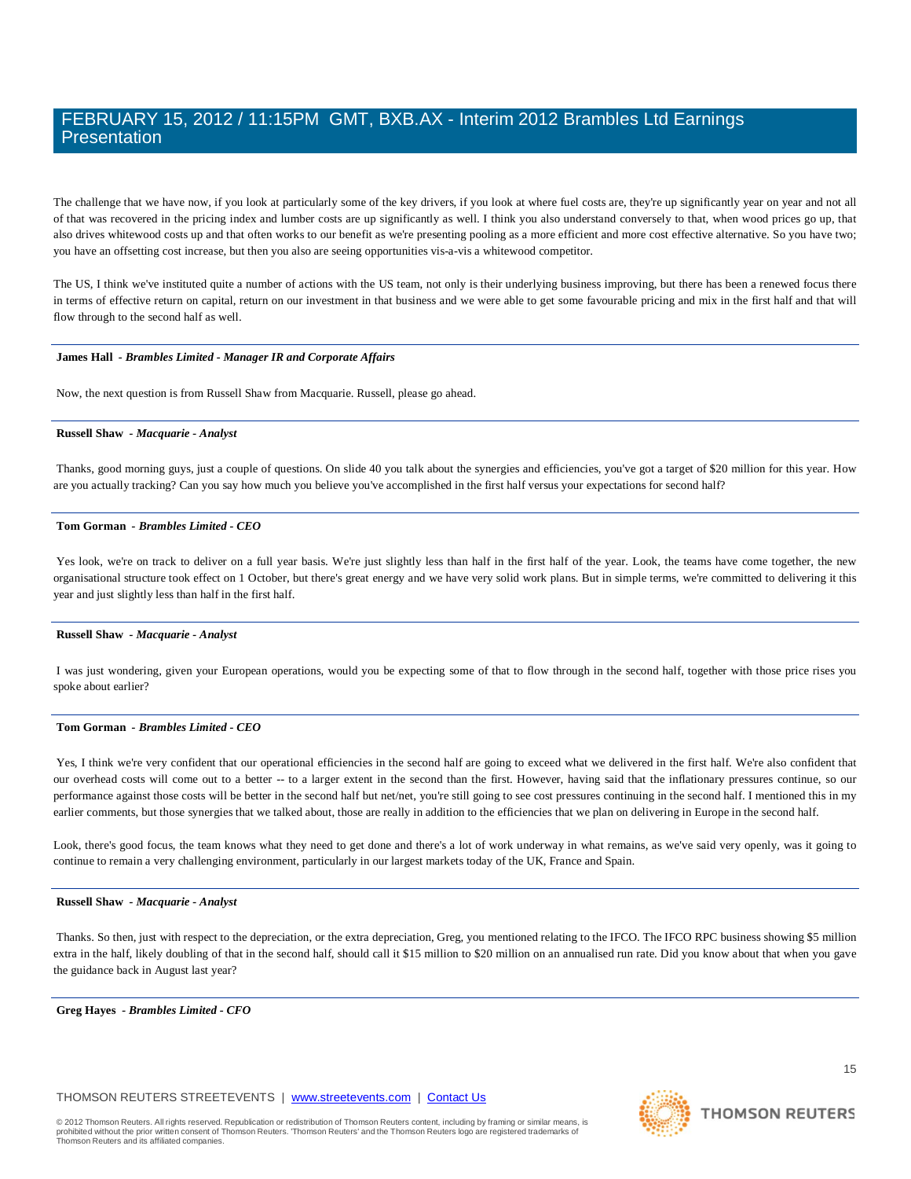The challenge that we have now, if you look at particularly some of the key drivers, if you look at where fuel costs are, they're up significantly year on year and not all of that was recovered in the pricing index and lumber costs are up significantly as well. I think you also understand conversely to that, when wood prices go up, that also drives whitewood costs up and that often works to our benefit as we're presenting pooling as a more efficient and more cost effective alternative. So you have two; you have an offsetting cost increase, but then you also are seeing opportunities vis-a-vis a whitewood competitor.

The US, I think we've instituted quite a number of actions with the US team, not only is their underlying business improving, but there has been a renewed focus there in terms of effective return on capital, return on our investment in that business and we were able to get some favourable pricing and mix in the first half and that will flow through to the second half as well.

---

**James Hall** - ***Brambles Limited - Manager IR and Corporate Affairs***

Now, the next question is from Russell Shaw from Macquarie. Russell, please go ahead.

---

**Russell Shaw** - ***Macquarie - Analyst***

Thanks, good morning guys, just a couple of questions. On slide 40 you talk about the synergies and efficiencies, you've got a target of $20 million for this year. How are you actually tracking? Can you say how much you believe you've accomplished in the first half versus your expectations for second half?

---

**Tom Gorman** - ***Brambles Limited - CEO***

Yes look, we're on track to deliver on a full year basis. We're just slightly less than half in the first half of the year. Look, the teams have come together, the new organisational structure took effect on 1 October, but there's great energy and we have very solid work plans. But in simple terms, we're committed to delivering it this year and just slightly less than half in the first half.

---

**Russell Shaw** - ***Macquarie - Analyst***

I was just wondering, given your European operations, would you be expecting some of that to flow through in the second half, together with those price rises you spoke about earlier?

---

**Tom Gorman** - ***Brambles Limited - CEO***

Yes, I think we're very confident that our operational efficiencies in the second half are going to exceed what we delivered in the first half. We're also confident that our overhead costs will come out to a better -- to a larger extent in the second than the first. However, having said that the inflationary pressures continue, so our performance against those costs will be better in the second half but net/net, you're still going to see cost pressures continuing in the second half. I mentioned this in my earlier comments, but those synergies that we talked about, those are really in addition to the efficiencies that we plan on delivering in Europe in the second half.

Look, there's good focus, the team knows what they need to get done and there's a lot of work underway in what remains, as we've said very openly, was it going to continue to remain a very challenging environment, particularly in our largest markets today of the UK, France and Spain.

---

**Russell Shaw** - ***Macquarie - Analyst***

Thanks. So then, just with respect to the depreciation, or the extra depreciation, Greg, you mentioned relating to the IFCO. The IFCO RPC business showing $5 million extra in the half, likely doubling of that in the second half, should call it $15 million to $20 million on an annualised run rate. Did you know about that when you gave the guidance back in August last year?

---

**Greg Hayes** - ***Brambles Limited - CFO***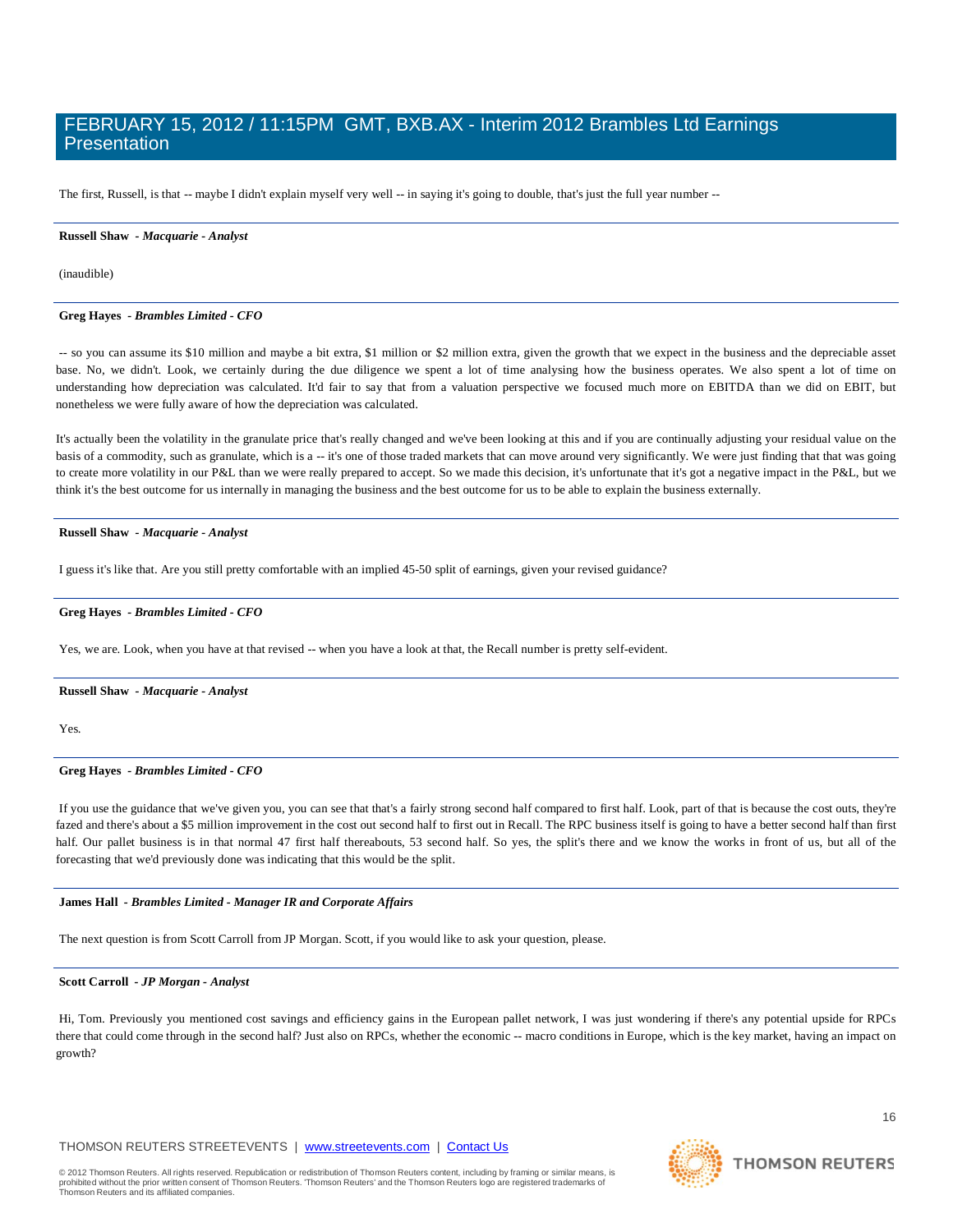The first, Russell, is that -- maybe I didn't explain myself very well -- in saying it's going to double, that's just the full year number --

---

**Russell Shaw** - ***Macquarie - Analyst***

(inaudible)

---

**Greg Hayes** - ***Brambles Limited - CFO***

-- so you can assume its $10 million and maybe a bit extra, $1 million or $2 million extra, given the growth that we expect in the business and the depreciable asset base. No, we didn't. Look, we certainly during the due diligence we spent a lot of time analysing how the business operates. We also spent a lot of time on understanding how depreciation was calculated. It'd fair to say that from a valuation perspective we focused much more on EBITDA than we did on EBIT, but nonetheless we were fully aware of how the depreciation was calculated.

It's actually been the volatility in the granulate price that's really changed and we've been looking at this and if you are continually adjusting your residual value on the basis of a commodity, such as granulate, which is a -- it's one of those traded markets that can move around very significantly. We were just finding that that was going to create more volatility in our P&L than we were really prepared to accept. So we made this decision, it's unfortunate that it's got a negative impact in the P&L, but we think it's the best outcome for us internally in managing the business and the best outcome for us to be able to explain the business externally.

---

**Russell Shaw** - ***Macquarie - Analyst***

I guess it's like that. Are you still pretty comfortable with an implied 45-50 split of earnings, given your revised guidance?

---

**Greg Hayes** - ***Brambles Limited - CFO***

Yes, we are. Look, when you have at that revised -- when you have a look at that, the Recall number is pretty self-evident.

---

**Russell Shaw** - ***Macquarie - Analyst***

Yes.

---

**Greg Hayes** - ***Brambles Limited - CFO***

If you use the guidance that we've given you, you can see that that's a fairly strong second half compared to first half. Look, part of that is because the cost outs, they're fazed and there's about a $5 million improvement in the cost out second half to first out in Recall. The RPC business itself is going to have a better second half than first half. Our pallet business is in that normal 47 first half thereabouts, 53 second half. So yes, the split's there and we know the works in front of us, but all of the forecasting that we'd previously done was indicating that this would be the split.

---

**James Hall** - ***Brambles Limited - Manager IR and Corporate Affairs***

The next question is from Scott Carroll from JP Morgan. Scott, if you would like to ask your question, please.

---

**Scott Carroll** - ***JP Morgan - Analyst***

Hi, Tom. Previously you mentioned cost savings and efficiency gains in the European pallet network, I was just wondering if there's any potential upside for RPCs there that could come through in the second half? Just also on RPCs, whether the economic -- macro conditions in Europe, which is the key market, having an impact on growth?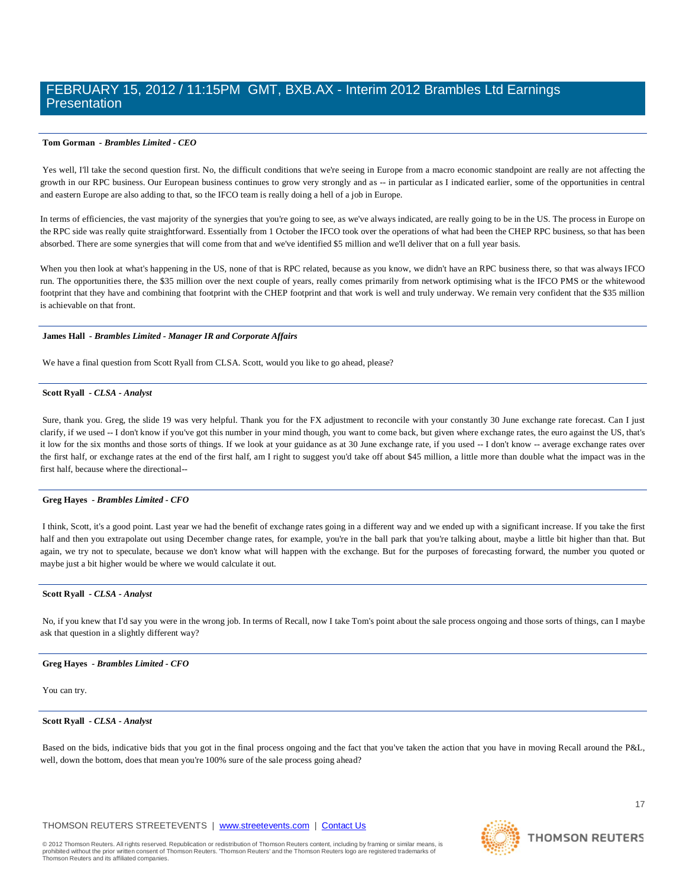**Tom Gorman** - *Brambles Limited - CEO*

Yes well, I'll take the second question first. No, the difficult conditions that we're seeing in Europe from a macro economic standpoint are really are not affecting the growth in our RPC business. Our European business continues to grow very strongly and as -- in particular as I indicated earlier, some of the opportunities in central and eastern Europe are also adding to that, so the IFCO team is really doing a hell of a job in Europe.

In terms of efficiencies, the vast majority of the synergies that you're going to see, as we've always indicated, are really going to be in the US. The process in Europe on the RPC side was really quite straightforward. Essentially from 1 October the IFCO took over the operations of what had been the CHEP RPC business, so that has been absorbed. There are some synergies that will come from that and we've identified $5 million and we'll deliver that on a full year basis.

When you then look at what's happening in the US, none of that is RPC related, because as you know, we didn't have an RPC business there, so that was always IFCO run. The opportunities there, the $35 million over the next couple of years, really comes primarily from network optimising what is the IFCO PMS or the whitewood footprint that they have and combining that footprint with the CHEP footprint and that work is well and truly underway. We remain very confident that the $35 million is achievable on that front.

---

**James Hall** - *Brambles Limited - Manager IR and Corporate Affairs*

We have a final question from Scott Ryall from CLSA. Scott, would you like to go ahead, please?

---

**Scott Ryall** - *CLSA - Analyst*

Sure, thank you. Greg, the slide 19 was very helpful. Thank you for the FX adjustment to reconcile with your constantly 30 June exchange rate forecast. Can I just clarify, if we used -- I don't know if you've got this number in your mind though, you want to come back, but given where exchange rates, the euro against the US, that's it low for the six months and those sorts of things. If we look at your guidance as at 30 June exchange rate, if you used -- I don't know -- average exchange rates over the first half, or exchange rates at the end of the first half, am I right to suggest you'd take off about $45 million, a little more than double what the impact was in the first half, because where the directional--

---

**Greg Hayes** - *Brambles Limited - CFO*

I think, Scott, it's a good point. Last year we had the benefit of exchange rates going in a different way and we ended up with a significant increase. If you take the first half and then you extrapolate out using December change rates, for example, you're in the ball park that you're talking about, maybe a little bit higher than that. But again, we try not to speculate, because we don't know what will happen with the exchange. But for the purposes of forecasting forward, the number you quoted or maybe just a bit higher would be where we would calculate it out.

---

**Scott Ryall** - *CLSA - Analyst*

No, if you knew that I'd say you were in the wrong job. In terms of Recall, now I take Tom's point about the sale process ongoing and those sorts of things, can I maybe ask that question in a slightly different way?

---

**Greg Hayes** - *Brambles Limited - CFO*

You can try.

---

**Scott Ryall** - *CLSA - Analyst*

Based on the bids, indicative bids that you got in the final process ongoing and the fact that you've taken the action that you have in moving Recall around the P&L, well, down the bottom, does that mean you're 100% sure of the sale process going ahead?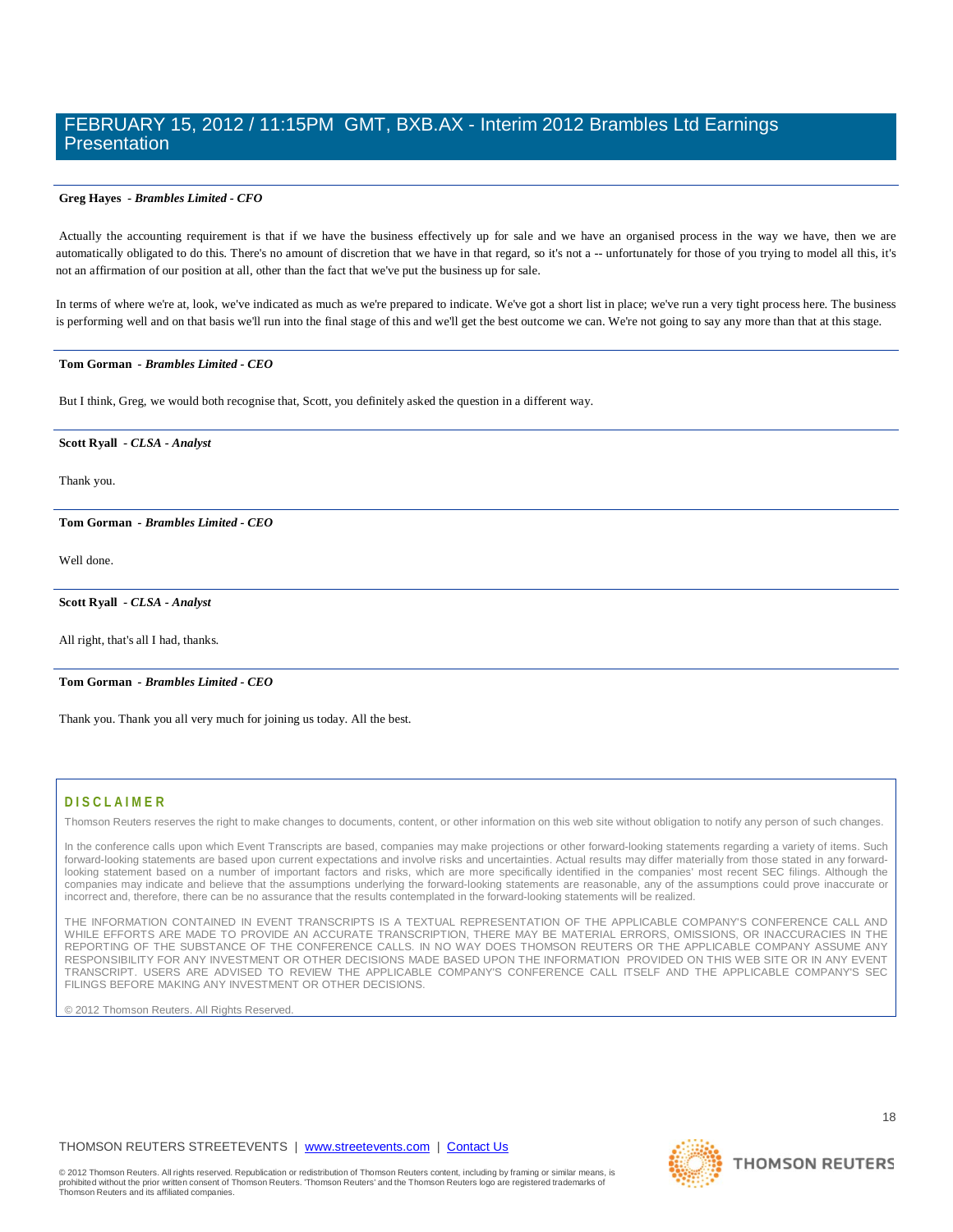**Greg Hayes** - ***Brambles Limited - CFO***

Actually the accounting requirement is that if we have the business effectively up for sale and we have an organised process in the way we have, then we are automatically obligated to do this. There's no amount of discretion that we have in that regard, so it's not a -- unfortunately for those of you trying to model all this, it's not an affirmation of our position at all, other than the fact that we've put the business up for sale.

In terms of where we're at, look, we've indicated as much as we're prepared to indicate. We've got a short list in place; we've run a very tight process here. The business is performing well and on that basis we'll run into the final stage of this and we'll get the best outcome we can. We're not going to say any more than that at this stage.

**Tom Gorman** - ***Brambles Limited - CEO***

But I think, Greg, we would both recognise that, Scott, you definitely asked the question in a different way.

**Scott Ryall** - ***CLSA - Analyst***

Thank you.

**Tom Gorman** - ***Brambles Limited - CEO***

Well done.

**Scott Ryall** - ***CLSA - Analyst***

All right, that's all I had, thanks.

**Tom Gorman** - ***Brambles Limited - CEO***

Thank you. Thank you all very much for joining us today. All the best.

## DISCLAIMER

Thomson Reuters reserves the right to make changes to documents, content, or other information on this web site without obligation to notify any person of such changes.

In the conference calls upon which Event Transcripts are based, companies may make projections or other forward-looking statements regarding a variety of items. Such forward-looking statements are based upon current expectations and involve risks and uncertainties. Actual results may differ materially from those stated in any forward-looking statement based on a number of important factors and risks, which are more specifically identified in the companies' most recent SEC filings. Although the companies may indicate and believe that the assumptions underlying the forward-looking statements are reasonable, any of the assumptions could prove inaccurate or incorrect and, therefore, there can be no assurance that the results contemplated in the forward-looking statements will be realized.

THE INFORMATION CONTAINED IN EVENT TRANSCRIPTS IS A TEXTUAL REPRESENTATION OF THE APPLICABLE COMPANY'S CONFERENCE CALL AND WHILE EFFORTS ARE MADE TO PROVIDE AN ACCURATE TRANSCRIPTION, THERE MAY BE MATERIAL ERRORS, OMISSIONS, OR INACCURACIES IN THE REPORTING OF THE SUBSTANCE OF THE CONFERENCE CALLS. IN NO WAY DOES THOMSON REUTERS OR THE APPLICABLE COMPANY ASSUME ANY RESPONSIBILITY FOR ANY INVESTMENT OR OTHER DECISIONS MADE BASED UPON THE INFORMATION PROVIDED ON THIS WEB SITE OR IN ANY EVENT TRANSCRIPT. USERS ARE ADVISED TO REVIEW THE APPLICABLE COMPANY'S CONFERENCE CALL ITSELF AND THE APPLICABLE COMPANY'S SEC FILINGS BEFORE MAKING ANY INVESTMENT OR OTHER DECISIONS.

© 2012 Thomson Reuters. All Rights Reserved.